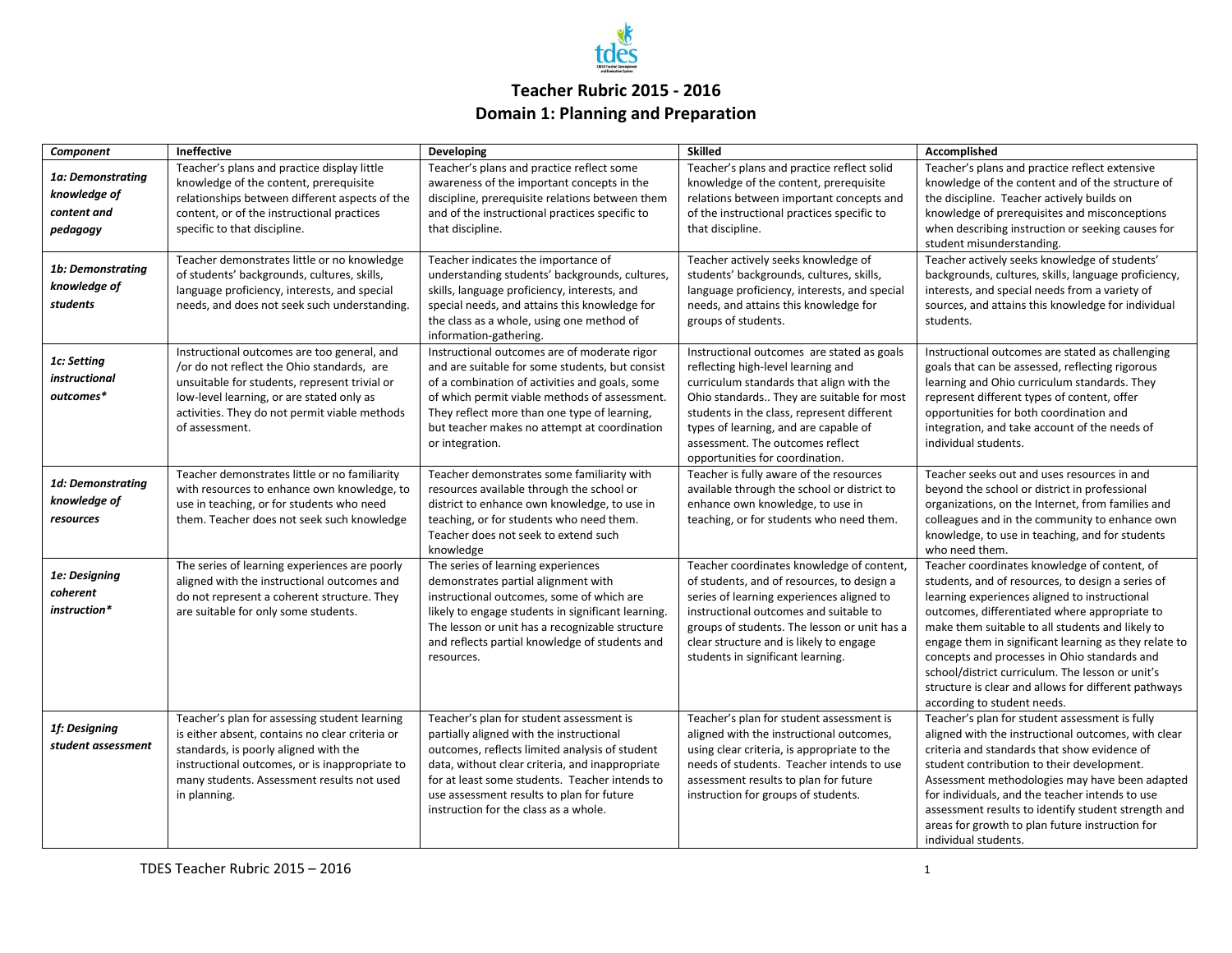# Teacher Rubric 2015 - 2016

## Domain 1: Planning and Preparation

| *Component* | **Ineffective** | **Developing** | **Skilled** | **Accomplished** |
|---|---|---|---|---|
| ***1a: Demonstrating knowledge of content and pedagogy*** | Teacher's plans and practice display little knowledge of the content, prerequisite relationships between different aspects of the content, or of the instructional practices specific to that discipline. | Teacher's plans and practice reflect some awareness of the important concepts in the discipline, prerequisite relations between them and of the instructional practices specific to that discipline. | Teacher's plans and practice reflect solid knowledge of the content, prerequisite relations between important concepts and of the instructional practices specific to that discipline. | Teacher's plans and practice reflect extensive knowledge of the content and of the structure of the discipline. Teacher actively builds on knowledge of prerequisites and misconceptions when describing instruction or seeking causes for student misunderstanding. |
| ***1b: Demonstrating knowledge of students*** | Teacher demonstrates little or no knowledge of students' backgrounds, cultures, skills, language proficiency, interests, and special needs, and does not seek such understanding. | Teacher indicates the importance of understanding students' backgrounds, cultures, skills, language proficiency, interests, and special needs, and attains this knowledge for the class as a whole, using one method of information-gathering. | Teacher actively seeks knowledge of students' backgrounds, cultures, skills, language proficiency, interests, and special needs, and attains this knowledge for groups of students. | Teacher actively seeks knowledge of students' backgrounds, cultures, skills, language proficiency, interests, and special needs from a variety of sources, and attains this knowledge for individual students. |
| ***1c: Setting instructional outcomes**** | Instructional outcomes are too general, and /or do not reflect the Ohio standards, are unsuitable for students, represent trivial or low-level learning, or are stated only as activities. They do not permit viable methods of assessment. | Instructional outcomes are of moderate rigor and are suitable for some students, but consist of a combination of activities and goals, some of which permit viable methods of assessment. They reflect more than one type of learning, but teacher makes no attempt at coordination or integration. | Instructional outcomes are stated as goals reflecting high-level learning and curriculum standards that align with the Ohio standards.. They are suitable for most students in the class, represent different types of learning, and are capable of assessment. The outcomes reflect opportunities for coordination. | Instructional outcomes are stated as challenging goals that can be assessed, reflecting rigorous learning and Ohio curriculum standards. They represent different types of content, offer opportunities for both coordination and integration, and take account of the needs of individual students. |
| ***1d: Demonstrating knowledge of resources*** | Teacher demonstrates little or no familiarity with resources to enhance own knowledge, to use in teaching, or for students who need them. Teacher does not seek such knowledge | Teacher demonstrates some familiarity with resources available through the school or district to enhance own knowledge, to use in teaching, or for students who need them. Teacher does not seek to extend such knowledge | Teacher is fully aware of the resources available through the school or district to enhance own knowledge, to use in teaching, or for students who need them. | Teacher seeks out and uses resources in and beyond the school or district in professional organizations, on the Internet, from families and colleagues and in the community to enhance own knowledge, to use in teaching, and for students who need them. |
| ***1e: Designing coherent instruction**** | The series of learning experiences are poorly aligned with the instructional outcomes and do not represent a coherent structure. They are suitable for only some students. | The series of learning experiences demonstrates partial alignment with instructional outcomes, some of which are likely to engage students in significant learning. The lesson or unit has a recognizable structure and reflects partial knowledge of students and resources. | Teacher coordinates knowledge of content, of students, and of resources, to design a series of learning experiences aligned to instructional outcomes and suitable to groups of students. The lesson or unit has a clear structure and is likely to engage students in significant learning. | Teacher coordinates knowledge of content, of students, and of resources, to design a series of learning experiences aligned to instructional outcomes, differentiated where appropriate to make them suitable to all students and likely to engage them in significant learning as they relate to concepts and processes in Ohio standards and school/district curriculum. The lesson or unit's structure is clear and allows for different pathways according to student needs. |
| ***1f: Designing student assessment*** | Teacher's plan for assessing student learning is either absent, contains no clear criteria or standards, is poorly aligned with the instructional outcomes, or is inappropriate to many students. Assessment results not used in planning. | Teacher's plan for student assessment is partially aligned with the instructional outcomes, reflects limited analysis of student data, without clear criteria, and inappropriate for at least some students. Teacher intends to use assessment results to plan for future instruction for the class as a whole. | Teacher's plan for student assessment is aligned with the instructional outcomes, using clear criteria, is appropriate to the needs of students. Teacher intends to use assessment results to plan for future instruction for groups of students. | Teacher's plan for student assessment is fully aligned with the instructional outcomes, with clear criteria and standards that show evidence of student contribution to their development. Assessment methodologies may have been adapted for individuals, and the teacher intends to use assessment results to identify student strength and areas for growth to plan future instruction for individual students. |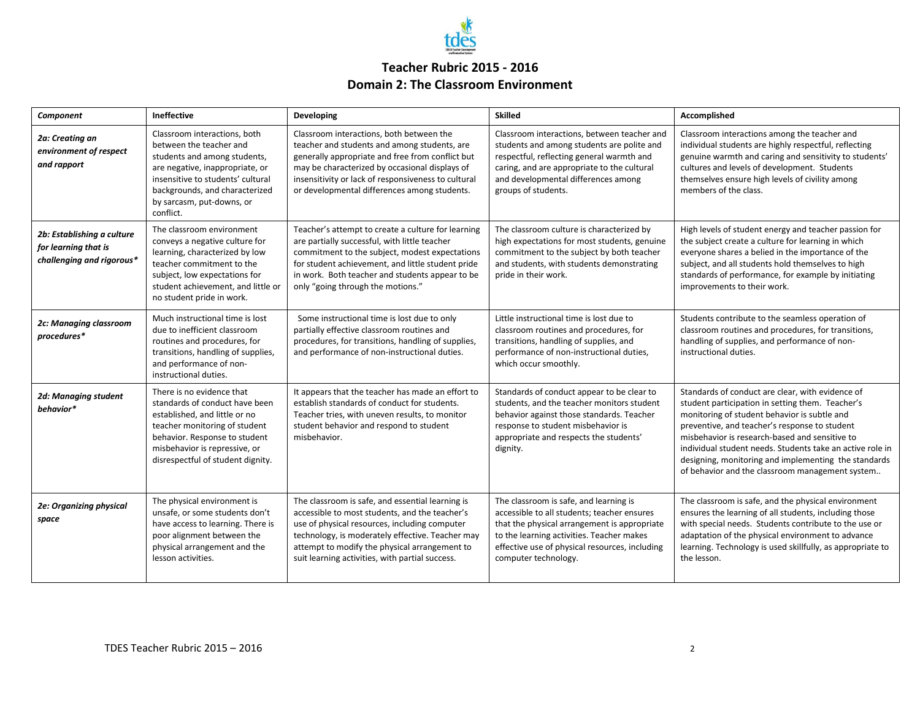# Teacher Rubric 2015 - 2016

## Domain 2: The Classroom Environment

| *Component* | Ineffective | Developing | Skilled | Accomplished |
|---|---|---|---|---|
| ***2a: Creating an environment of respect and rapport*** | Classroom interactions, both between the teacher and students and among students, are negative, inappropriate, or insensitive to students' cultural backgrounds, and characterized by sarcasm, put-downs, or conflict. | Classroom interactions, both between the teacher and students and among students, are generally appropriate and free from conflict but may be characterized by occasional displays of insensitivity or lack of responsiveness to cultural or developmental differences among students. | Classroom interactions, between teacher and students and among students are polite and respectful, reflecting general warmth and caring, and are appropriate to the cultural and developmental differences among groups of students. | Classroom interactions among the teacher and individual students are highly respectful, reflecting genuine warmth and caring and sensitivity to students' cultures and levels of development. Students themselves ensure high levels of civility among members of the class. |
| ***2b: Establishing a culture for learning that is challenging and rigorous**** | The classroom environment conveys a negative culture for learning, characterized by low teacher commitment to the subject, low expectations for student achievement, and little or no student pride in work. | Teacher's attempt to create a culture for learning are partially successful, with little teacher commitment to the subject, modest expectations for student achievement, and little student pride in work. Both teacher and students appear to be only "going through the motions." | The classroom culture is characterized by high expectations for most students, genuine commitment to the subject by both teacher and students, with students demonstrating pride in their work. | High levels of student energy and teacher passion for the subject create a culture for learning in which everyone shares a belied in the importance of the subject, and all students hold themselves to high standards of performance, for example by initiating improvements to their work. |
| ***2c: Managing classroom procedures**** | Much instructional time is lost due to inefficient classroom routines and procedures, for transitions, handling of supplies, and performance of non-instructional duties. | Some instructional time is lost due to only partially effective classroom routines and procedures, for transitions, handling of supplies, and performance of non-instructional duties. | Little instructional time is lost due to classroom routines and procedures, for transitions, handling of supplies, and performance of non-instructional duties, which occur smoothly. | Students contribute to the seamless operation of classroom routines and procedures, for transitions, handling of supplies, and performance of non-instructional duties. |
| ***2d: Managing student behavior**** | There is no evidence that standards of conduct have been established, and little or no teacher monitoring of student behavior. Response to student misbehavior is repressive, or disrespectful of student dignity. | It appears that the teacher has made an effort to establish standards of conduct for students. Teacher tries, with uneven results, to monitor student behavior and respond to student misbehavior. | Standards of conduct appear to be clear to students, and the teacher monitors student behavior against those standards. Teacher response to student misbehavior is appropriate and respects the students' dignity. | Standards of conduct are clear, with evidence of student participation in setting them. Teacher's monitoring of student behavior is subtle and preventive, and teacher's response to student misbehavior is research-based and sensitive to individual student needs. Students take an active role in designing, monitoring and implementing the standards of behavior and the classroom management system.. |
| ***2e: Organizing physical space*** | The physical environment is unsafe, or some students don't have access to learning. There is poor alignment between the physical arrangement and the lesson activities. | The classroom is safe, and essential learning is accessible to most students, and the teacher's use of physical resources, including computer technology, is moderately effective. Teacher may attempt to modify the physical arrangement to suit learning activities, with partial success. | The classroom is safe, and learning is accessible to all students; teacher ensures that the physical arrangement is appropriate to the learning activities. Teacher makes effective use of physical resources, including computer technology. | The classroom is safe, and the physical environment ensures the learning of all students, including those with special needs. Students contribute to the use or adaptation of the physical environment to advance learning. Technology is used skillfully, as appropriate to the lesson. |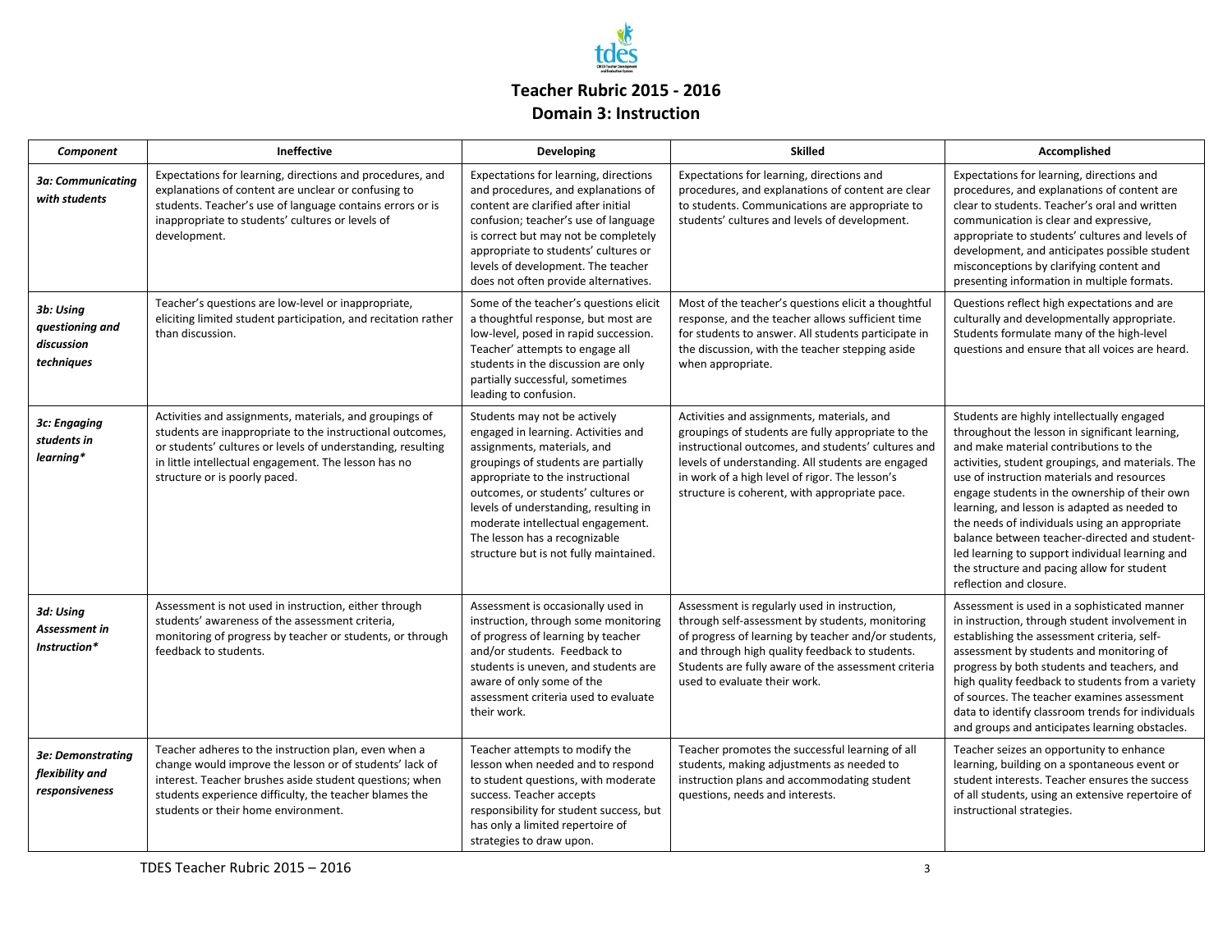# Teacher Rubric 2015 - 2016
## Domain 3: Instruction

| Component | Ineffective | Developing | Skilled | Accomplished |
|---|---|---|---|---|
| ***3a: Communicating with students*** | Expectations for learning, directions and procedures, and explanations of content are unclear or confusing to students. Teacher's use of language contains errors or is inappropriate to students' cultures or levels of development. | Expectations for learning, directions and procedures, and explanations of content are clarified after initial confusion; teacher's use of language is correct but may not be completely appropriate to students' cultures or levels of development. The teacher does not often provide alternatives. | Expectations for learning, directions and procedures, and explanations of content are clear to students. Communications are appropriate to students' cultures and levels of development. | Expectations for learning, directions and procedures, and explanations of content are clear to students. Teacher's oral and written communication is clear and expressive, appropriate to students' cultures and levels of development, and anticipates possible student misconceptions by clarifying content and presenting information in multiple formats. |
| ***3b: Using questioning and discussion techniques*** | Teacher's questions are low-level or inappropriate, eliciting limited student participation, and recitation rather than discussion. | Some of the teacher's questions elicit a thoughtful response, but most are low-level, posed in rapid succession. Teacher' attempts to engage all students in the discussion are only partially successful, sometimes leading to confusion. | Most of the teacher's questions elicit a thoughtful response, and the teacher allows sufficient time for students to answer. All students participate in the discussion, with the teacher stepping aside when appropriate. | Questions reflect high expectations and are culturally and developmentally appropriate. Students formulate many of the high-level questions and ensure that all voices are heard. |
| ***3c: Engaging students in learning**** | Activities and assignments, materials, and groupings of students are inappropriate to the instructional outcomes, or students' cultures or levels of understanding, resulting in little intellectual engagement. The lesson has no structure or is poorly paced. | Students may not be actively engaged in learning. Activities and assignments, materials, and groupings of students are partially appropriate to the instructional outcomes, or students' cultures or levels of understanding, resulting in moderate intellectual engagement. The lesson has a recognizable structure but is not fully maintained. | Activities and assignments, materials, and groupings of students are fully appropriate to the instructional outcomes, and students' cultures and levels of understanding. All students are engaged in work of a high level of rigor. The lesson's structure is coherent, with appropriate pace. | Students are highly intellectually engaged throughout the lesson in significant learning, and make material contributions to the activities, student groupings, and materials. The use of instruction materials and resources engage students in the ownership of their own learning, and lesson is adapted as needed to the needs of individuals using an appropriate balance between teacher-directed and student-led learning to support individual learning and the structure and pacing allow for student reflection and closure. |
| ***3d: Using Assessment in Instruction**** | Assessment is not used in instruction, either through students' awareness of the assessment criteria, monitoring of progress by teacher or students, or through feedback to students. | Assessment is occasionally used in instruction, through some monitoring of progress of learning by teacher and/or students. Feedback to students is uneven, and students are aware of only some of the assessment criteria used to evaluate their work. | Assessment is regularly used in instruction, through self-assessment by students, monitoring of progress of learning by teacher and/or students, and through high quality feedback to students. Students are fully aware of the assessment criteria used to evaluate their work. | Assessment is used in a sophisticated manner in instruction, through student involvement in establishing the assessment criteria, self-assessment by students and monitoring of progress by both students and teachers, and high quality feedback to students from a variety of sources. The teacher examines assessment data to identify classroom trends for individuals and groups and anticipates learning obstacles. |
| ***3e: Demonstrating flexibility and responsiveness*** | Teacher adheres to the instruction plan, even when a change would improve the lesson or of students' lack of interest. Teacher brushes aside student questions; when students experience difficulty, the teacher blames the students or their home environment. | Teacher attempts to modify the lesson when needed and to respond to student questions, with moderate success. Teacher accepts responsibility for student success, but has only a limited repertoire of strategies to draw upon. | Teacher promotes the successful learning of all students, making adjustments as needed to instruction plans and accommodating student questions, needs and interests. | Teacher seizes an opportunity to enhance learning, building on a spontaneous event or student interests. Teacher ensures the success of all students, using an extensive repertoire of instructional strategies. |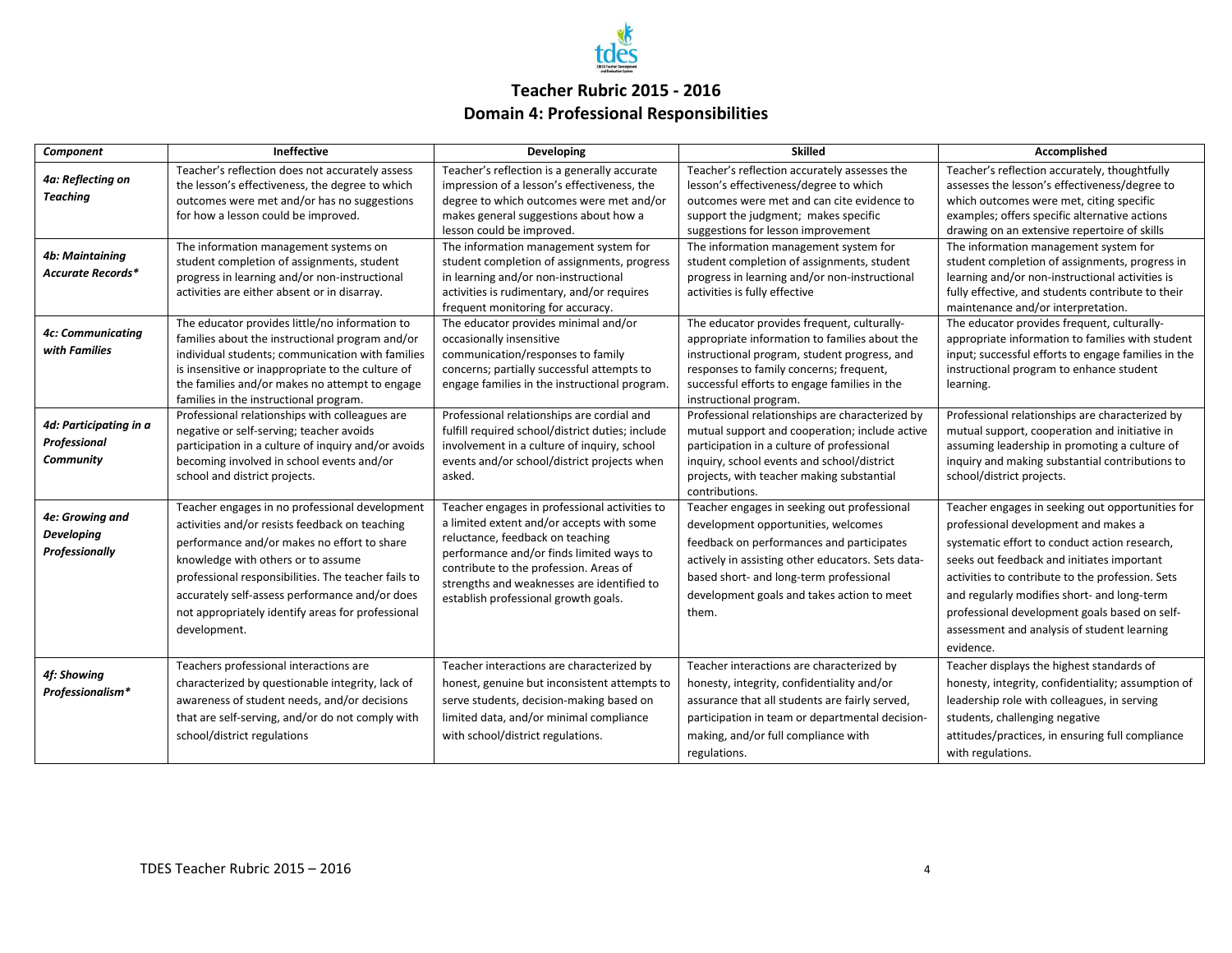# Teacher Rubric 2015 - 2016

## Domain 4: Professional Responsibilities

| *Component* | Ineffective | Developing | Skilled | Accomplished |
|---|---|---|---|---|
| ***4a: Reflecting on Teaching*** | Teacher's reflection does not accurately assess the lesson's effectiveness, the degree to which outcomes were met and/or has no suggestions for how a lesson could be improved. | Teacher's reflection is a generally accurate impression of a lesson's effectiveness, the degree to which outcomes were met and/or makes general suggestions about how a lesson could be improved. | Teacher's reflection accurately assesses the lesson's effectiveness/degree to which outcomes were met and can cite evidence to support the judgment; makes specific suggestions for lesson improvement | Teacher's reflection accurately, thoughtfully assesses the lesson's effectiveness/degree to which outcomes were met, citing specific examples; offers specific alternative actions drawing on an extensive repertoire of skills |
| ***4b: Maintaining Accurate Records**** | The information management systems on student completion of assignments, student progress in learning and/or non-instructional activities are either absent or in disarray. | The information management system for student completion of assignments, progress in learning and/or non-instructional activities is rudimentary, and/or requires frequent monitoring for accuracy. | The information management system for student completion of assignments, student progress in learning and/or non-instructional activities is fully effective | The information management system for student completion of assignments, progress in learning and/or non-instructional activities is fully effective, and students contribute to their maintenance and/or interpretation. |
| ***4c: Communicating with Families*** | The educator provides little/no information to families about the instructional program and/or individual students; communication with families is insensitive or inappropriate to the culture of the families and/or makes no attempt to engage families in the instructional program. | The educator provides minimal and/or occasionally insensitive communication/responses to family concerns; partially successful attempts to engage families in the instructional program. | The educator provides frequent, culturally-appropriate information to families about the instructional program, student progress, and responses to family concerns; frequent, successful efforts to engage families in the instructional program. | The educator provides frequent, culturally-appropriate information to families with student input; successful efforts to engage families in the instructional program to enhance student learning. |
| ***4d: Participating in a Professional Community*** | Professional relationships with colleagues are negative or self-serving; teacher avoids participation in a culture of inquiry and/or avoids becoming involved in school events and/or school and district projects. | Professional relationships are cordial and fulfill required school/district duties; include involvement in a culture of inquiry, school events and/or school/district projects when asked. | Professional relationships are characterized by mutual support and cooperation; include active participation in a culture of professional inquiry, school events and school/district projects, with teacher making substantial contributions. | Professional relationships are characterized by mutual support, cooperation and initiative in assuming leadership in promoting a culture of inquiry and making substantial contributions to school/district projects. |
| ***4e: Growing and Developing Professionally*** | Teacher engages in no professional development activities and/or resists feedback on teaching performance and/or makes no effort to share knowledge with others or to assume professional responsibilities. The teacher fails to accurately self-assess performance and/or does not appropriately identify areas for professional development. | Teacher engages in professional activities to a limited extent and/or accepts with some reluctance, feedback on teaching performance and/or finds limited ways to contribute to the profession. Areas of strengths and weaknesses are identified to establish professional growth goals. | Teacher engages in seeking out professional development opportunities, welcomes feedback on performances and participates actively in assisting other educators. Sets data-based short- and long-term professional development goals and takes action to meet them. | Teacher engages in seeking out opportunities for professional development and makes a systematic effort to conduct action research, seeks out feedback and initiates important activities to contribute to the profession. Sets and regularly modifies short- and long-term professional development goals based on self-assessment and analysis of student learning evidence. |
| ***4f: Showing Professionalism**** | Teachers professional interactions are characterized by questionable integrity, lack of awareness of student needs, and/or decisions that are self-serving, and/or do not comply with school/district regulations | Teacher interactions are characterized by honest, genuine but inconsistent attempts to serve students, decision-making based on limited data, and/or minimal compliance with school/district regulations. | Teacher interactions are characterized by honesty, integrity, confidentiality and/or assurance that all students are fairly served, participation in team or departmental decision-making, and/or full compliance with regulations. | Teacher displays the highest standards of honesty, integrity, confidentiality; assumption of leadership role with colleagues, in serving students, challenging negative attitudes/practices, in ensuring full compliance with regulations. |